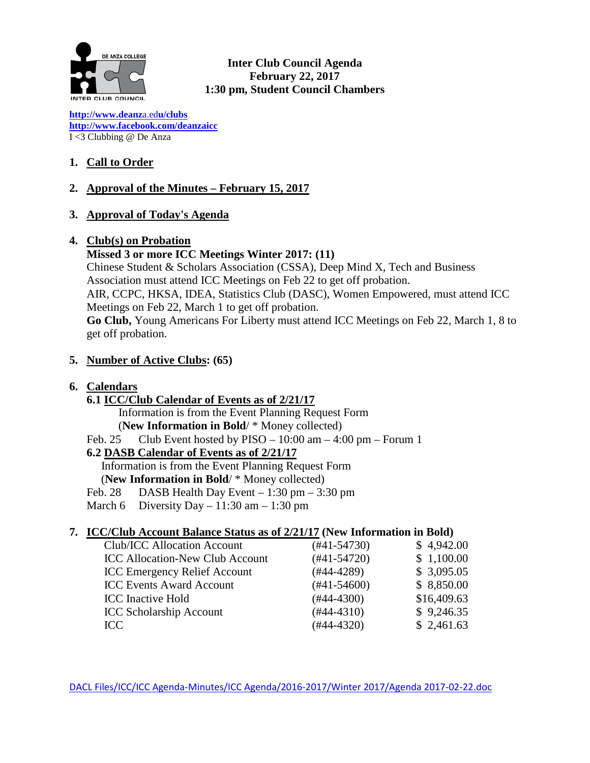# Inter Club Council Agenda
## February 22, 2017
## 1:30 pm, Student Council Chambers

http://www.deanza.edu/clubs
http://www.facebook.com/deanzaicc
I <3 Clubbing @ De Anza

1. **Call to Order**

2. **Approval of the Minutes – February 15, 2017**

3. **Approval of Today's Agenda**

4. **Club(s) on Probation**

   **Missed 3 or more ICC Meetings Winter 2017: (11)**

   Chinese Student & Scholars Association (CSSA), Deep Mind X, Tech and Business Association must attend ICC Meetings on Feb 22 to get off probation.

   AIR, CCPC, HKSA, IDEA, Statistics Club (DASC), Women Empowered, must attend ICC Meetings on Feb 22, March 1 to get off probation.

   **Go Club,** Young Americans For Liberty must attend ICC Meetings on Feb 22, March 1, 8 to get off probation.

5. **Number of Active Clubs: (65)**

6. **Calendars**

   **6.1 ICC/Club Calendar of Events as of 2/21/17**

   Information is from the Event Planning Request Form
   (**New Information in Bold**/ * Money collected)

   Feb. 25 Club Event hosted by PISO – 10:00 am – 4:00 pm – Forum 1

   **6.2 DASB Calendar of Events as of 2/21/17**

   Information is from the Event Planning Request Form
   (**New Information in Bold**/ * Money collected)

   Feb. 28 DASB Health Day Event – 1:30 pm – 3:30 pm
   March 6 Diversity Day – 11:30 am – 1:30 pm

7. **ICC/Club Account Balance Status as of 2/21/17 (New Information in Bold)**

| Account | Number | Balance |
|---|---|---|
| Club/ICC Allocation Account | (#41-54730) | $ 4,942.00 |
| ICC Allocation-New Club Account | (#41-54720) | $ 1,100.00 |
| ICC Emergency Relief Account | (#44-4289) | $ 3,095.05 |
| ICC Events Award Account | (#41-54600) | $ 8,850.00 |
| ICC Inactive Hold | (#44-4300) | $16,409.63 |
| ICC Scholarship Account | (#44-4310) | $ 9,246.35 |
| ICC | (#44-4320) | $ 2,461.63 |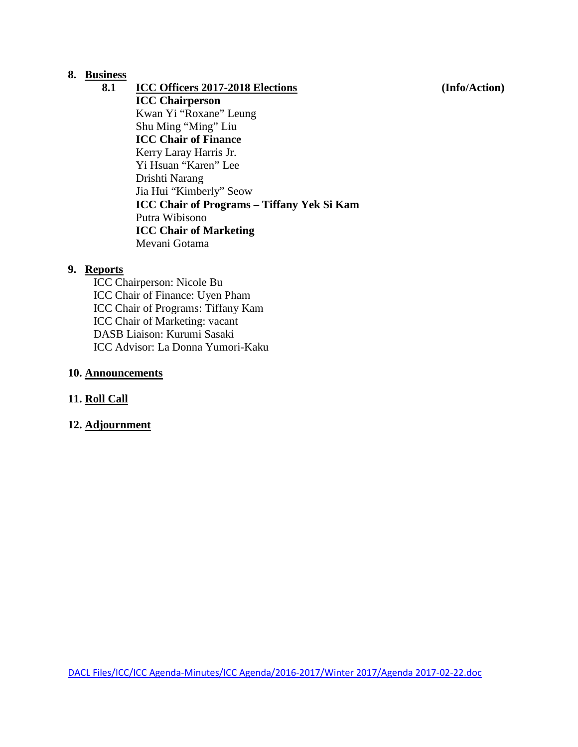**8. Business**

**8.1 ICC Officers 2017-2018 Elections** **(Info/Action)**

**ICC Chairperson**
Kwan Yi "Roxane" Leung
Shu Ming "Ming" Liu

**ICC Chair of Finance**
Kerry Laray Harris Jr.
Yi Hsuan "Karen" Lee
Drishti Narang
Jia Hui "Kimberly" Seow

**ICC Chair of Programs – Tiffany Yek Si Kam**
Putra Wibisono

**ICC Chair of Marketing**
Mevani Gotama

**9. Reports**

ICC Chairperson: Nicole Bu
ICC Chair of Finance: Uyen Pham
ICC Chair of Programs: Tiffany Kam
ICC Chair of Marketing: vacant
DASB Liaison: Kurumi Sasaki
ICC Advisor: La Donna Yumori-Kaku

**10. Announcements**

**11. Roll Call**

**12. Adjournment**

DACL Files/ICC/ICC Agenda-Minutes/ICC Agenda/2016-2017/Winter 2017/Agenda 2017-02-22.doc